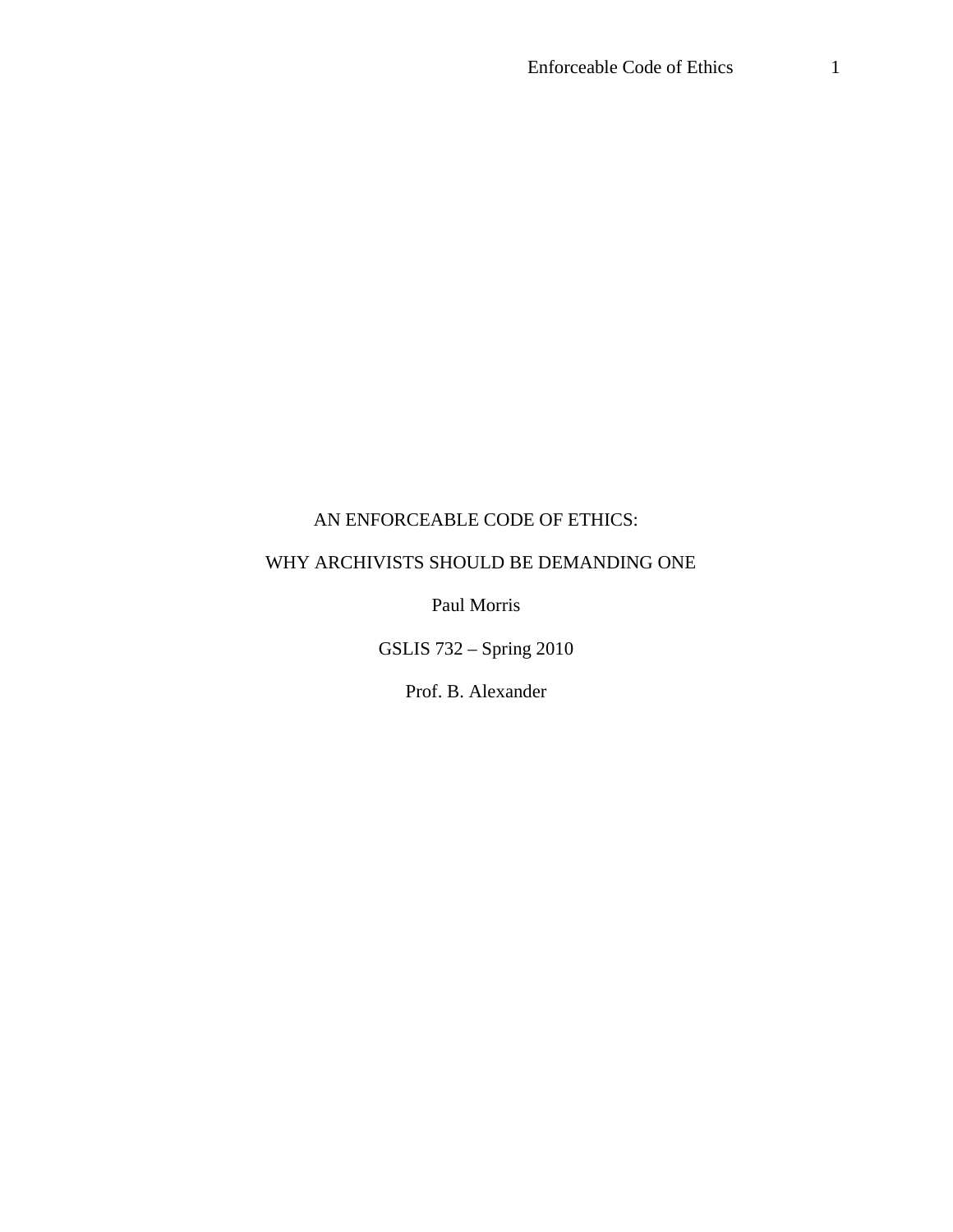# AN ENFORCEABLE CODE OF ETHICS:

# WHY ARCHIVISTS SHOULD BE DEMANDING ONE

Paul Morris

GSLIS 732 – Spring 2010

Prof. B. Alexander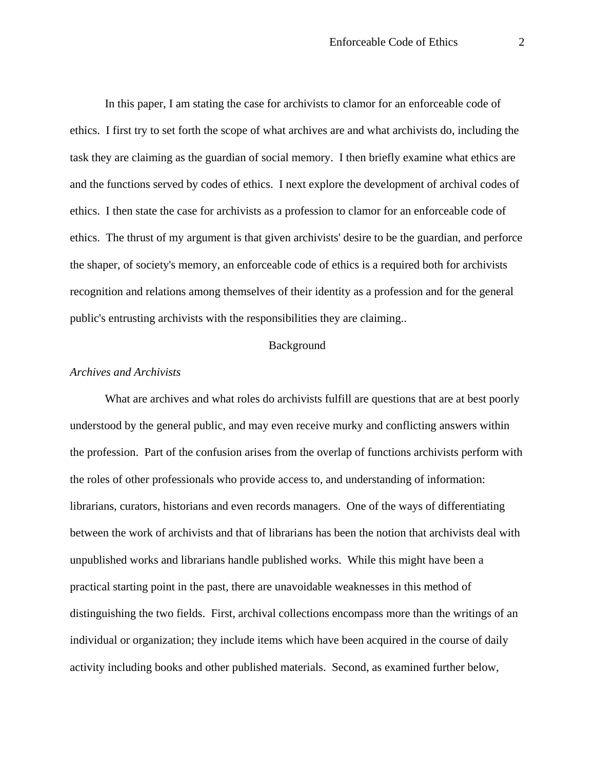In this paper, I am stating the case for archivists to clamor for an enforceable code of ethics. I first try to set forth the scope of what archives are and what archivists do, including the task they are claiming as the guardian of social memory. I then briefly examine what ethics are and the functions served by codes of ethics. I next explore the development of archival codes of ethics. I then state the case for archivists as a profession to clamor for an enforceable code of ethics. The thrust of my argument is that given archivists' desire to be the guardian, and perforce the shaper, of society's memory, an enforceable code of ethics is a required both for archivists recognition and relations among themselves of their identity as a profession and for the general public's entrusting archivists with the responsibilities they are claiming..

## Background

### *Archives and Archivists*

What are archives and what roles do archivists fulfill are questions that are at best poorly understood by the general public, and may even receive murky and conflicting answers within the profession. Part of the confusion arises from the overlap of functions archivists perform with the roles of other professionals who provide access to, and understanding of information: librarians, curators, historians and even records managers. One of the ways of differentiating between the work of archivists and that of librarians has been the notion that archivists deal with unpublished works and librarians handle published works. While this might have been a practical starting point in the past, there are unavoidable weaknesses in this method of distinguishing the two fields. First, archival collections encompass more than the writings of an individual or organization; they include items which have been acquired in the course of daily activity including books and other published materials. Second, as examined further below,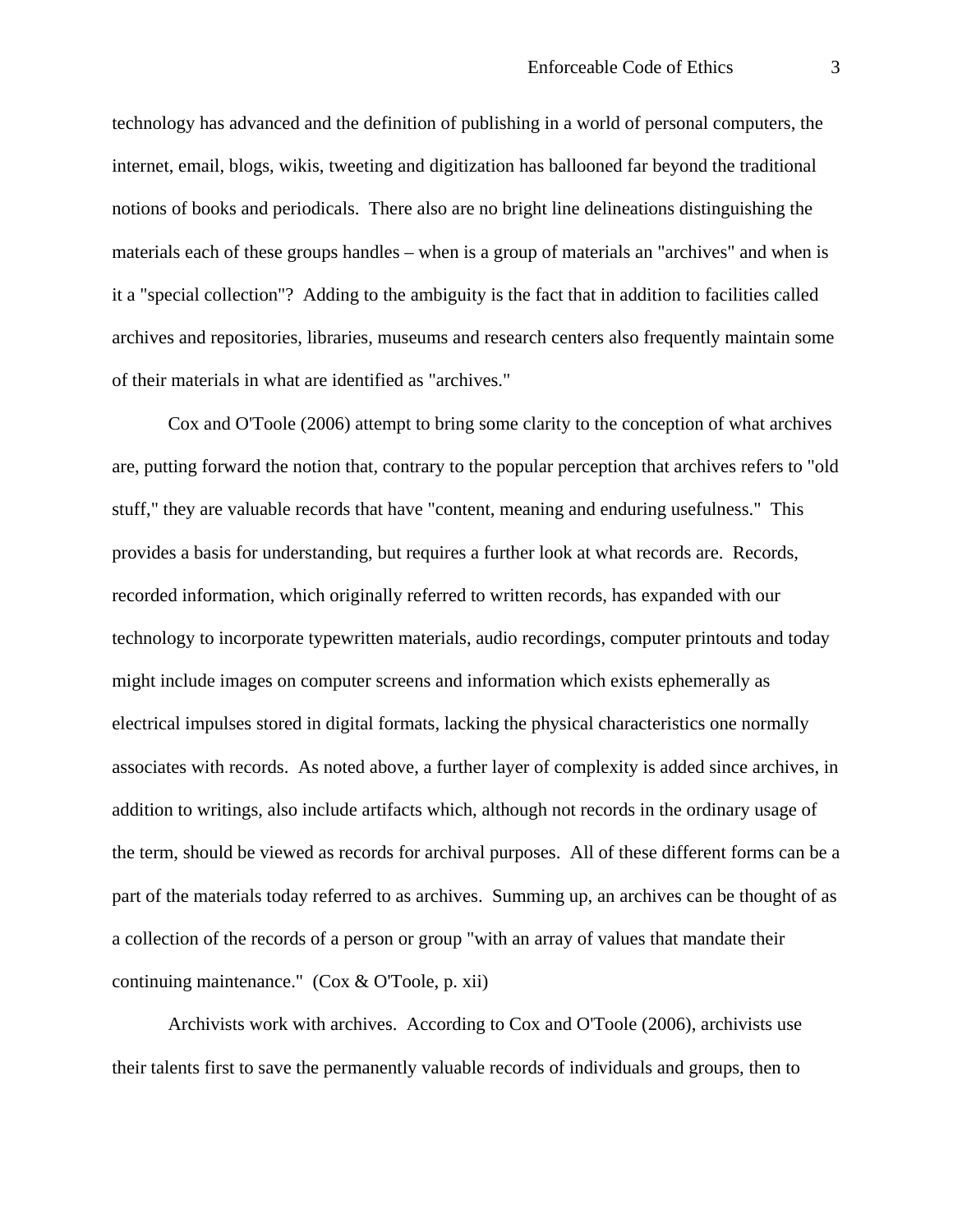technology has advanced and the definition of publishing in a world of personal computers, the internet, email, blogs, wikis, tweeting and digitization has ballooned far beyond the traditional notions of books and periodicals.  There also are no bright line delineations distinguishing the materials each of these groups handles – when is a group of materials an "archives" and when is it a "special collection"?  Adding to the ambiguity is the fact that in addition to facilities called archives and repositories, libraries, museums and research centers also frequently maintain some of their materials in what are identified as "archives."

Cox and O'Toole (2006) attempt to bring some clarity to the conception of what archives are, putting forward the notion that, contrary to the popular perception that archives refers to "old stuff," they are valuable records that have "content, meaning and enduring usefulness."  This provides a basis for understanding, but requires a further look at what records are.  Records, recorded information, which originally referred to written records, has expanded with our technology to incorporate typewritten materials, audio recordings, computer printouts and today might include images on computer screens and information which exists ephemerally as electrical impulses stored in digital formats, lacking the physical characteristics one normally associates with records.  As noted above, a further layer of complexity is added since archives, in addition to writings, also include artifacts which, although not records in the ordinary usage of the term, should be viewed as records for archival purposes.  All of these different forms can be a part of the materials today referred to as archives.  Summing up, an archives can be thought of as a collection of the records of a person or group "with an array of values that mandate their continuing maintenance."  (Cox & O'Toole, p. xii)

Archivists work with archives.  According to Cox and O'Toole (2006), archivists use their talents first to save the permanently valuable records of individuals and groups, then to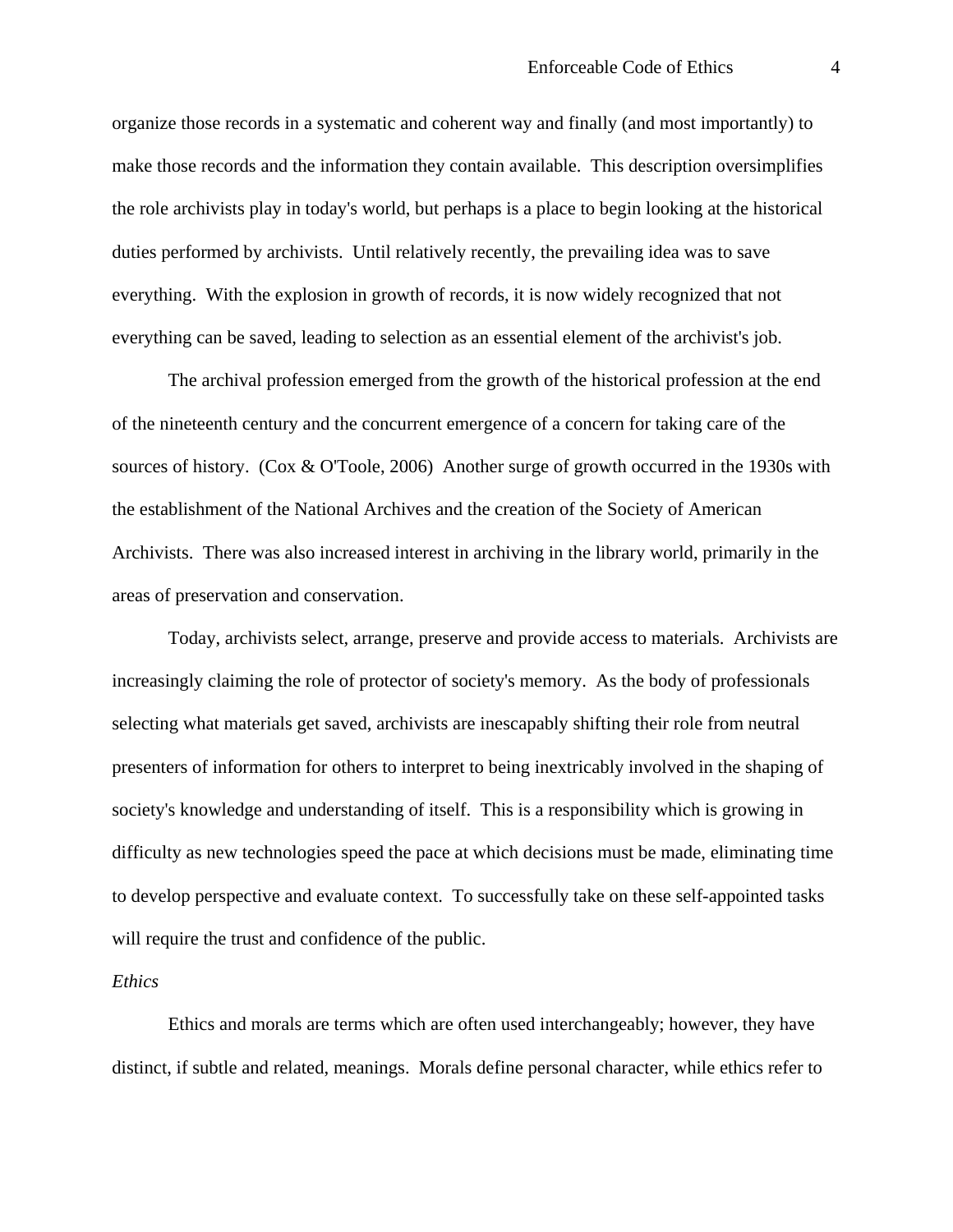organize those records in a systematic and coherent way and finally (and most importantly) to make those records and the information they contain available. This description oversimplifies the role archivists play in today's world, but perhaps is a place to begin looking at the historical duties performed by archivists. Until relatively recently, the prevailing idea was to save everything. With the explosion in growth of records, it is now widely recognized that not everything can be saved, leading to selection as an essential element of the archivist's job.

The archival profession emerged from the growth of the historical profession at the end of the nineteenth century and the concurrent emergence of a concern for taking care of the sources of history. (Cox & O'Toole, 2006) Another surge of growth occurred in the 1930s with the establishment of the National Archives and the creation of the Society of American Archivists. There was also increased interest in archiving in the library world, primarily in the areas of preservation and conservation.

Today, archivists select, arrange, preserve and provide access to materials. Archivists are increasingly claiming the role of protector of society's memory. As the body of professionals selecting what materials get saved, archivists are inescapably shifting their role from neutral presenters of information for others to interpret to being inextricably involved in the shaping of society's knowledge and understanding of itself. This is a responsibility which is growing in difficulty as new technologies speed the pace at which decisions must be made, eliminating time to develop perspective and evaluate context. To successfully take on these self-appointed tasks will require the trust and confidence of the public.

*Ethics*

Ethics and morals are terms which are often used interchangeably; however, they have distinct, if subtle and related, meanings. Morals define personal character, while ethics refer to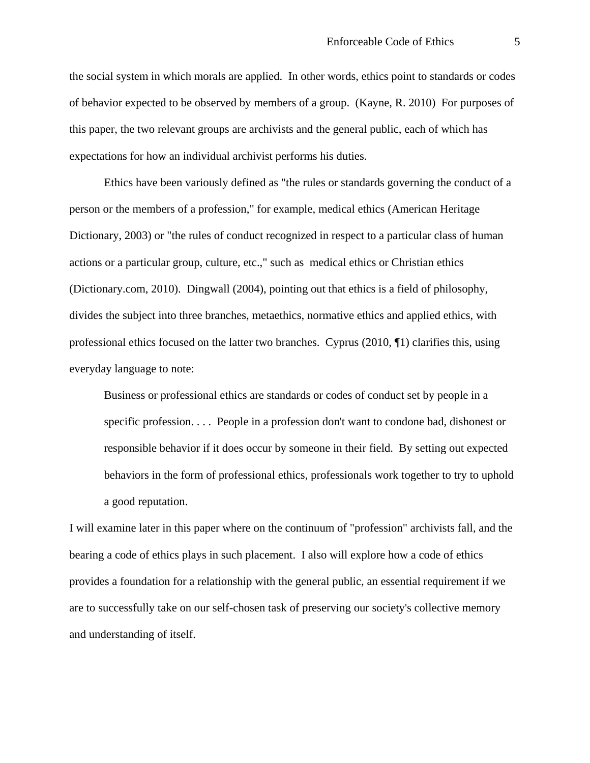the social system in which morals are applied. In other words, ethics point to standards or codes of behavior expected to be observed by members of a group. (Kayne, R. 2010) For purposes of this paper, the two relevant groups are archivists and the general public, each of which has expectations for how an individual archivist performs his duties.

Ethics have been variously defined as "the rules or standards governing the conduct of a person or the members of a profession," for example, medical ethics (American Heritage Dictionary, 2003) or "the rules of conduct recognized in respect to a particular class of human actions or a particular group, culture, etc.," such as medical ethics or Christian ethics (Dictionary.com, 2010). Dingwall (2004), pointing out that ethics is a field of philosophy, divides the subject into three branches, metaethics, normative ethics and applied ethics, with professional ethics focused on the latter two branches. Cyprus (2010, ¶1) clarifies this, using everyday language to note:

> Business or professional ethics are standards or codes of conduct set by people in a specific profession. . . . People in a profession don't want to condone bad, dishonest or responsible behavior if it does occur by someone in their field. By setting out expected behaviors in the form of professional ethics, professionals work together to try to uphold a good reputation.

I will examine later in this paper where on the continuum of "profession" archivists fall, and the bearing a code of ethics plays in such placement. I also will explore how a code of ethics provides a foundation for a relationship with the general public, an essential requirement if we are to successfully take on our self-chosen task of preserving our society's collective memory and understanding of itself.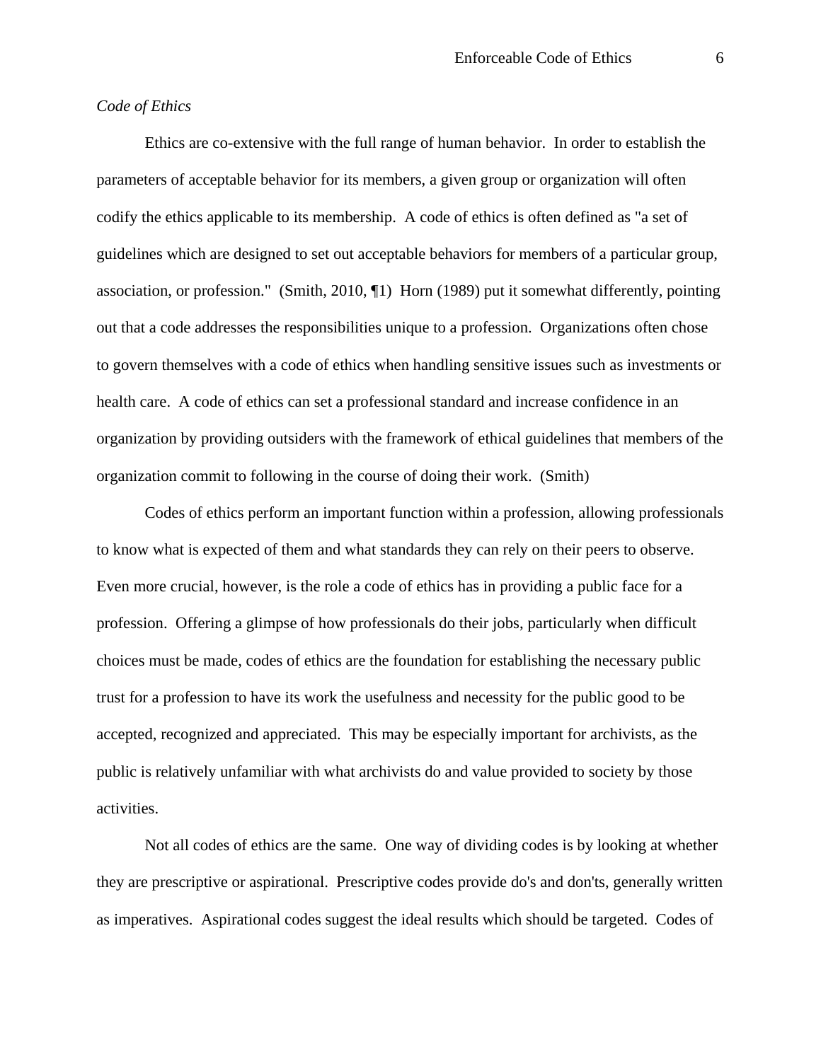*Code of Ethics*

Ethics are co-extensive with the full range of human behavior. In order to establish the parameters of acceptable behavior for its members, a given group or organization will often codify the ethics applicable to its membership. A code of ethics is often defined as "a set of guidelines which are designed to set out acceptable behaviors for members of a particular group, association, or profession." (Smith, 2010, ¶1) Horn (1989) put it somewhat differently, pointing out that a code addresses the responsibilities unique to a profession. Organizations often chose to govern themselves with a code of ethics when handling sensitive issues such as investments or health care. A code of ethics can set a professional standard and increase confidence in an organization by providing outsiders with the framework of ethical guidelines that members of the organization commit to following in the course of doing their work. (Smith)

Codes of ethics perform an important function within a profession, allowing professionals to know what is expected of them and what standards they can rely on their peers to observe. Even more crucial, however, is the role a code of ethics has in providing a public face for a profession. Offering a glimpse of how professionals do their jobs, particularly when difficult choices must be made, codes of ethics are the foundation for establishing the necessary public trust for a profession to have its work the usefulness and necessity for the public good to be accepted, recognized and appreciated. This may be especially important for archivists, as the public is relatively unfamiliar with what archivists do and value provided to society by those activities.

Not all codes of ethics are the same. One way of dividing codes is by looking at whether they are prescriptive or aspirational. Prescriptive codes provide do's and don'ts, generally written as imperatives. Aspirational codes suggest the ideal results which should be targeted. Codes of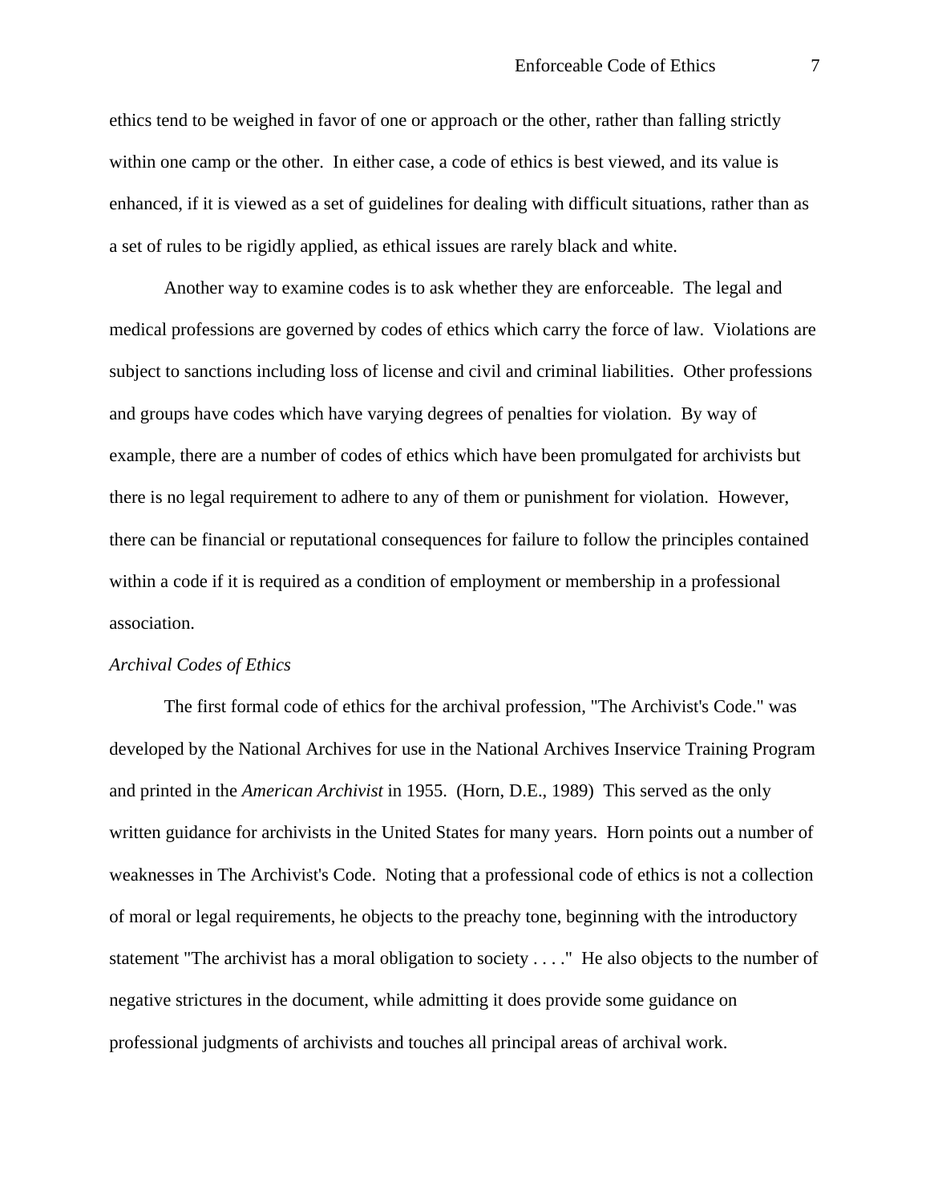ethics tend to be weighed in favor of one or approach or the other, rather than falling strictly within one camp or the other. In either case, a code of ethics is best viewed, and its value is enhanced, if it is viewed as a set of guidelines for dealing with difficult situations, rather than as a set of rules to be rigidly applied, as ethical issues are rarely black and white.

Another way to examine codes is to ask whether they are enforceable. The legal and medical professions are governed by codes of ethics which carry the force of law. Violations are subject to sanctions including loss of license and civil and criminal liabilities. Other professions and groups have codes which have varying degrees of penalties for violation. By way of example, there are a number of codes of ethics which have been promulgated for archivists but there is no legal requirement to adhere to any of them or punishment for violation. However, there can be financial or reputational consequences for failure to follow the principles contained within a code if it is required as a condition of employment or membership in a professional association.

*Archival Codes of Ethics*

The first formal code of ethics for the archival profession, "The Archivist's Code." was developed by the National Archives for use in the National Archives Inservice Training Program and printed in the *American Archivist* in 1955. (Horn, D.E., 1989) This served as the only written guidance for archivists in the United States for many years. Horn points out a number of weaknesses in The Archivist's Code. Noting that a professional code of ethics is not a collection of moral or legal requirements, he objects to the preachy tone, beginning with the introductory statement "The archivist has a moral obligation to society . . . ." He also objects to the number of negative strictures in the document, while admitting it does provide some guidance on professional judgments of archivists and touches all principal areas of archival work.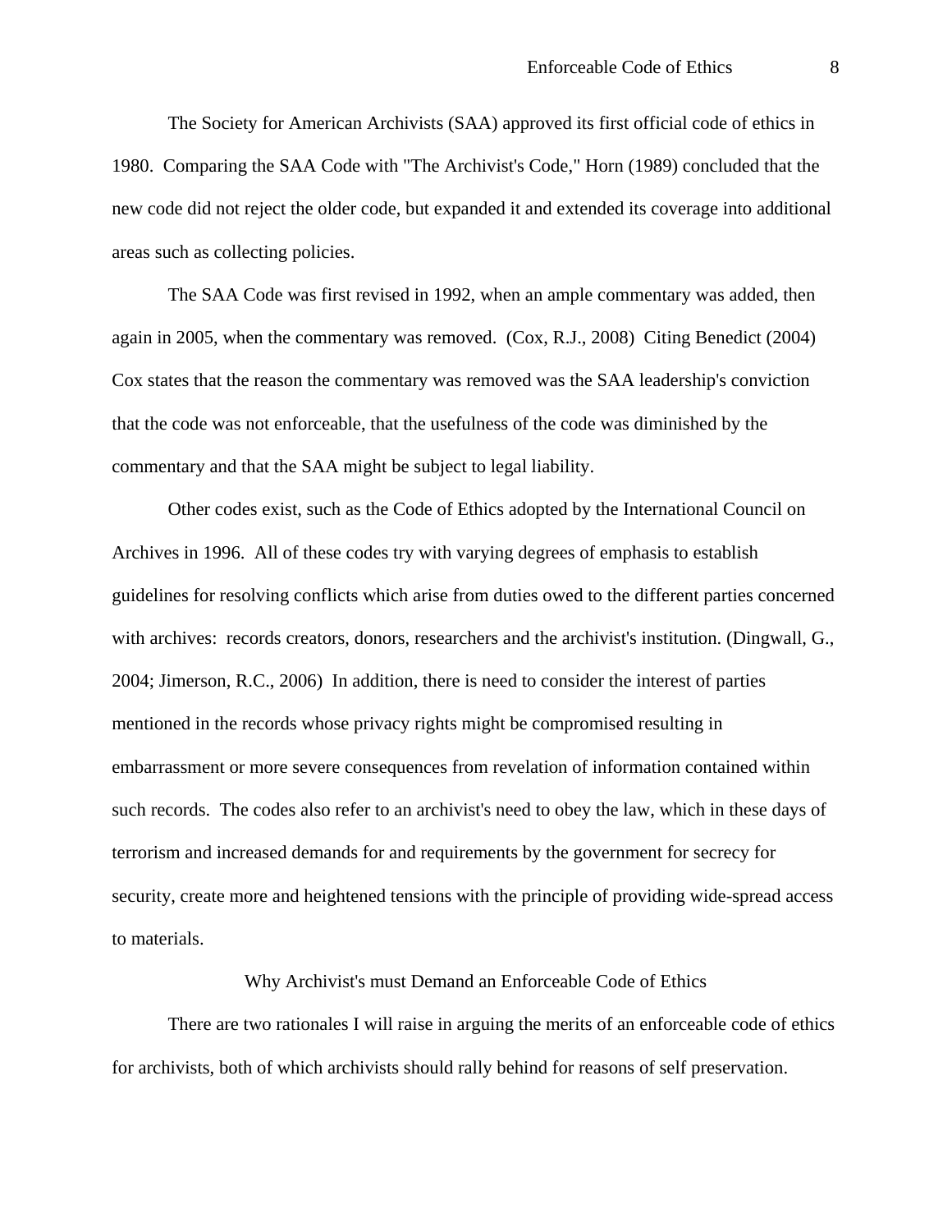The Society for American Archivists (SAA) approved its first official code of ethics in 1980. Comparing the SAA Code with "The Archivist's Code," Horn (1989) concluded that the new code did not reject the older code, but expanded it and extended its coverage into additional areas such as collecting policies.

The SAA Code was first revised in 1992, when an ample commentary was added, then again in 2005, when the commentary was removed. (Cox, R.J., 2008) Citing Benedict (2004) Cox states that the reason the commentary was removed was the SAA leadership's conviction that the code was not enforceable, that the usefulness of the code was diminished by the commentary and that the SAA might be subject to legal liability.

Other codes exist, such as the Code of Ethics adopted by the International Council on Archives in 1996. All of these codes try with varying degrees of emphasis to establish guidelines for resolving conflicts which arise from duties owed to the different parties concerned with archives: records creators, donors, researchers and the archivist's institution. (Dingwall, G., 2004; Jimerson, R.C., 2006) In addition, there is need to consider the interest of parties mentioned in the records whose privacy rights might be compromised resulting in embarrassment or more severe consequences from revelation of information contained within such records. The codes also refer to an archivist's need to obey the law, which in these days of terrorism and increased demands for and requirements by the government for secrecy for security, create more and heightened tensions with the principle of providing wide-spread access to materials.

## Why Archivist's must Demand an Enforceable Code of Ethics

There are two rationales I will raise in arguing the merits of an enforceable code of ethics for archivists, both of which archivists should rally behind for reasons of self preservation.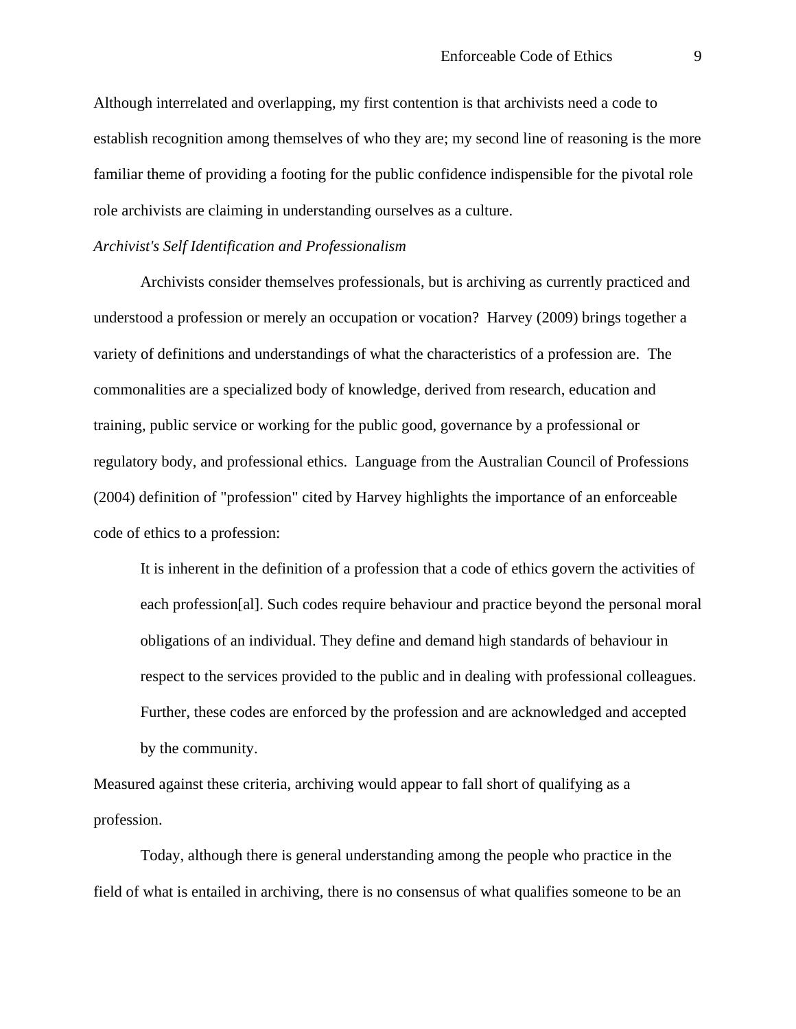Although interrelated and overlapping, my first contention is that archivists need a code to establish recognition among themselves of who they are; my second line of reasoning is the more familiar theme of providing a footing for the public confidence indispensible for the pivotal role role archivists are claiming in understanding ourselves as a culture.

*Archivist's Self Identification and Professionalism*

Archivists consider themselves professionals, but is archiving as currently practiced and understood a profession or merely an occupation or vocation? Harvey (2009) brings together a variety of definitions and understandings of what the characteristics of a profession are. The commonalities are a specialized body of knowledge, derived from research, education and training, public service or working for the public good, governance by a professional or regulatory body, and professional ethics. Language from the Australian Council of Professions (2004) definition of "profession" cited by Harvey highlights the importance of an enforceable code of ethics to a profession:

> It is inherent in the definition of a profession that a code of ethics govern the activities of each profession[al]. Such codes require behaviour and practice beyond the personal moral obligations of an individual. They define and demand high standards of behaviour in respect to the services provided to the public and in dealing with professional colleagues. Further, these codes are enforced by the profession and are acknowledged and accepted by the community.

Measured against these criteria, archiving would appear to fall short of qualifying as a profession.

Today, although there is general understanding among the people who practice in the field of what is entailed in archiving, there is no consensus of what qualifies someone to be an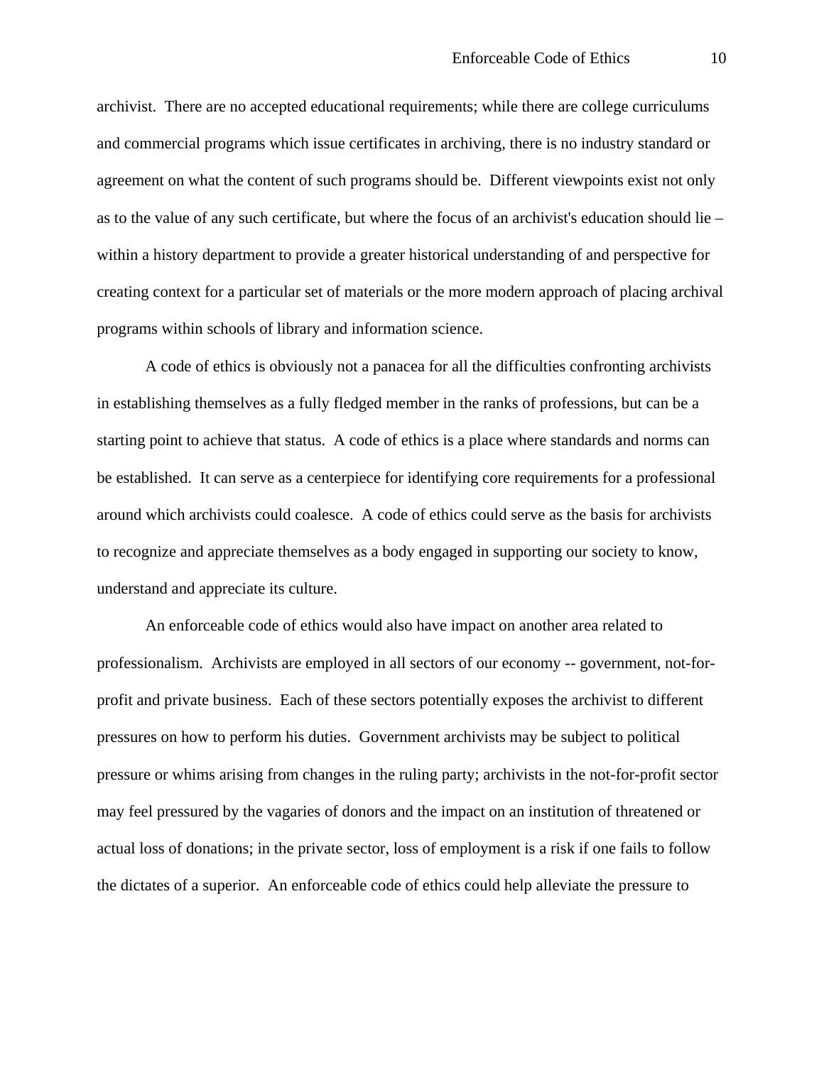archivist. There are no accepted educational requirements; while there are college curriculums and commercial programs which issue certificates in archiving, there is no industry standard or agreement on what the content of such programs should be. Different viewpoints exist not only as to the value of any such certificate, but where the focus of an archivist's education should lie – within a history department to provide a greater historical understanding of and perspective for creating context for a particular set of materials or the more modern approach of placing archival programs within schools of library and information science.

A code of ethics is obviously not a panacea for all the difficulties confronting archivists in establishing themselves as a fully fledged member in the ranks of professions, but can be a starting point to achieve that status. A code of ethics is a place where standards and norms can be established. It can serve as a centerpiece for identifying core requirements for a professional around which archivists could coalesce. A code of ethics could serve as the basis for archivists to recognize and appreciate themselves as a body engaged in supporting our society to know, understand and appreciate its culture.

An enforceable code of ethics would also have impact on another area related to professionalism. Archivists are employed in all sectors of our economy -- government, not-for-profit and private business. Each of these sectors potentially exposes the archivist to different pressures on how to perform his duties. Government archivists may be subject to political pressure or whims arising from changes in the ruling party; archivists in the not-for-profit sector may feel pressured by the vagaries of donors and the impact on an institution of threatened or actual loss of donations; in the private sector, loss of employment is a risk if one fails to follow the dictates of a superior. An enforceable code of ethics could help alleviate the pressure to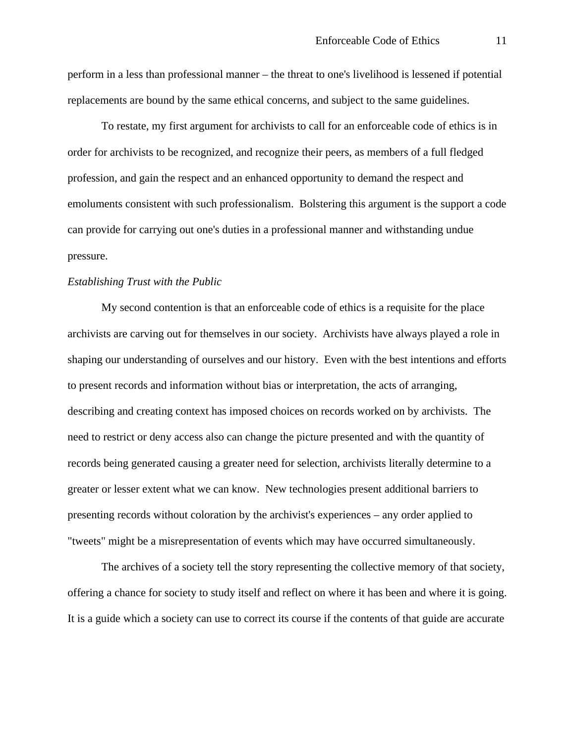perform in a less than professional manner – the threat to one's livelihood is lessened if potential replacements are bound by the same ethical concerns, and subject to the same guidelines.

To restate, my first argument for archivists to call for an enforceable code of ethics is in order for archivists to be recognized, and recognize their peers, as members of a full fledged profession, and gain the respect and an enhanced opportunity to demand the respect and emoluments consistent with such professionalism. Bolstering this argument is the support a code can provide for carrying out one's duties in a professional manner and withstanding undue pressure.

*Establishing Trust with the Public*

My second contention is that an enforceable code of ethics is a requisite for the place archivists are carving out for themselves in our society. Archivists have always played a role in shaping our understanding of ourselves and our history. Even with the best intentions and efforts to present records and information without bias or interpretation, the acts of arranging, describing and creating context has imposed choices on records worked on by archivists. The need to restrict or deny access also can change the picture presented and with the quantity of records being generated causing a greater need for selection, archivists literally determine to a greater or lesser extent what we can know. New technologies present additional barriers to presenting records without coloration by the archivist's experiences – any order applied to "tweets" might be a misrepresentation of events which may have occurred simultaneously.

The archives of a society tell the story representing the collective memory of that society, offering a chance for society to study itself and reflect on where it has been and where it is going. It is a guide which a society can use to correct its course if the contents of that guide are accurate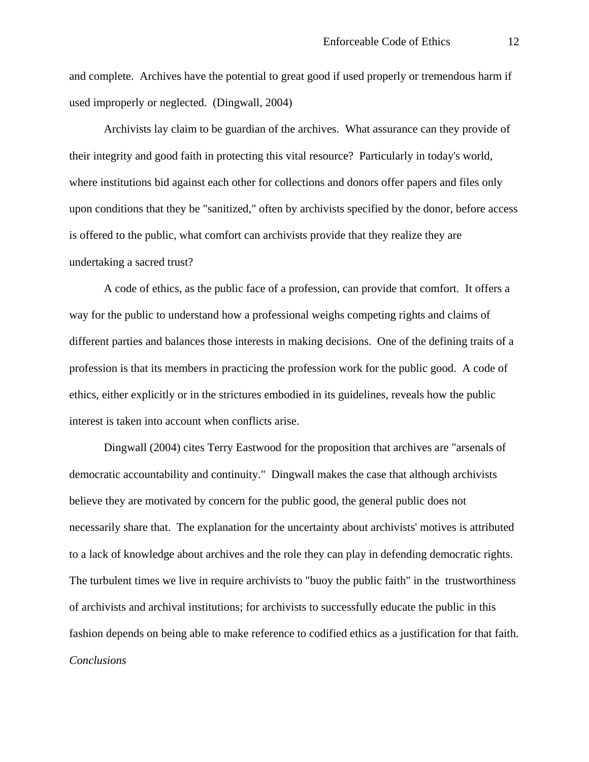and complete. Archives have the potential to great good if used properly or tremendous harm if used improperly or neglected. (Dingwall, 2004)

Archivists lay claim to be guardian of the archives. What assurance can they provide of their integrity and good faith in protecting this vital resource? Particularly in today's world, where institutions bid against each other for collections and donors offer papers and files only upon conditions that they be "sanitized," often by archivists specified by the donor, before access is offered to the public, what comfort can archivists provide that they realize they are undertaking a sacred trust?

A code of ethics, as the public face of a profession, can provide that comfort. It offers a way for the public to understand how a professional weighs competing rights and claims of different parties and balances those interests in making decisions. One of the defining traits of a profession is that its members in practicing the profession work for the public good. A code of ethics, either explicitly or in the strictures embodied in its guidelines, reveals how the public interest is taken into account when conflicts arise.

Dingwall (2004) cites Terry Eastwood for the proposition that archives are "arsenals of democratic accountability and continuity." Dingwall makes the case that although archivists believe they are motivated by concern for the public good, the general public does not necessarily share that. The explanation for the uncertainty about archivists' motives is attributed to a lack of knowledge about archives and the role they can play in defending democratic rights. The turbulent times we live in require archivists to "buoy the public faith" in the trustworthiness of archivists and archival institutions; for archivists to successfully educate the public in this fashion depends on being able to make reference to codified ethics as a justification for that faith.

*Conclusions*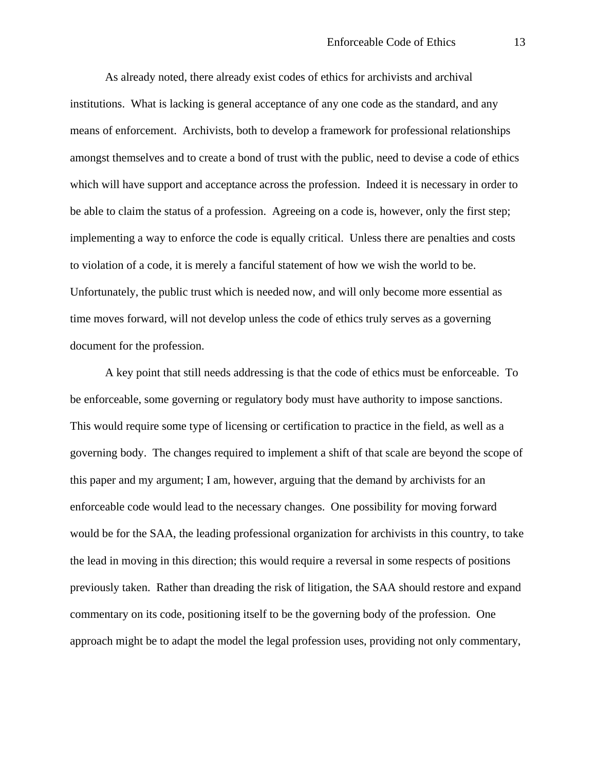As already noted, there already exist codes of ethics for archivists and archival institutions. What is lacking is general acceptance of any one code as the standard, and any means of enforcement. Archivists, both to develop a framework for professional relationships amongst themselves and to create a bond of trust with the public, need to devise a code of ethics which will have support and acceptance across the profession. Indeed it is necessary in order to be able to claim the status of a profession. Agreeing on a code is, however, only the first step; implementing a way to enforce the code is equally critical. Unless there are penalties and costs to violation of a code, it is merely a fanciful statement of how we wish the world to be. Unfortunately, the public trust which is needed now, and will only become more essential as time moves forward, will not develop unless the code of ethics truly serves as a governing document for the profession.

A key point that still needs addressing is that the code of ethics must be enforceable. To be enforceable, some governing or regulatory body must have authority to impose sanctions. This would require some type of licensing or certification to practice in the field, as well as a governing body. The changes required to implement a shift of that scale are beyond the scope of this paper and my argument; I am, however, arguing that the demand by archivists for an enforceable code would lead to the necessary changes. One possibility for moving forward would be for the SAA, the leading professional organization for archivists in this country, to take the lead in moving in this direction; this would require a reversal in some respects of positions previously taken. Rather than dreading the risk of litigation, the SAA should restore and expand commentary on its code, positioning itself to be the governing body of the profession. One approach might be to adapt the model the legal profession uses, providing not only commentary,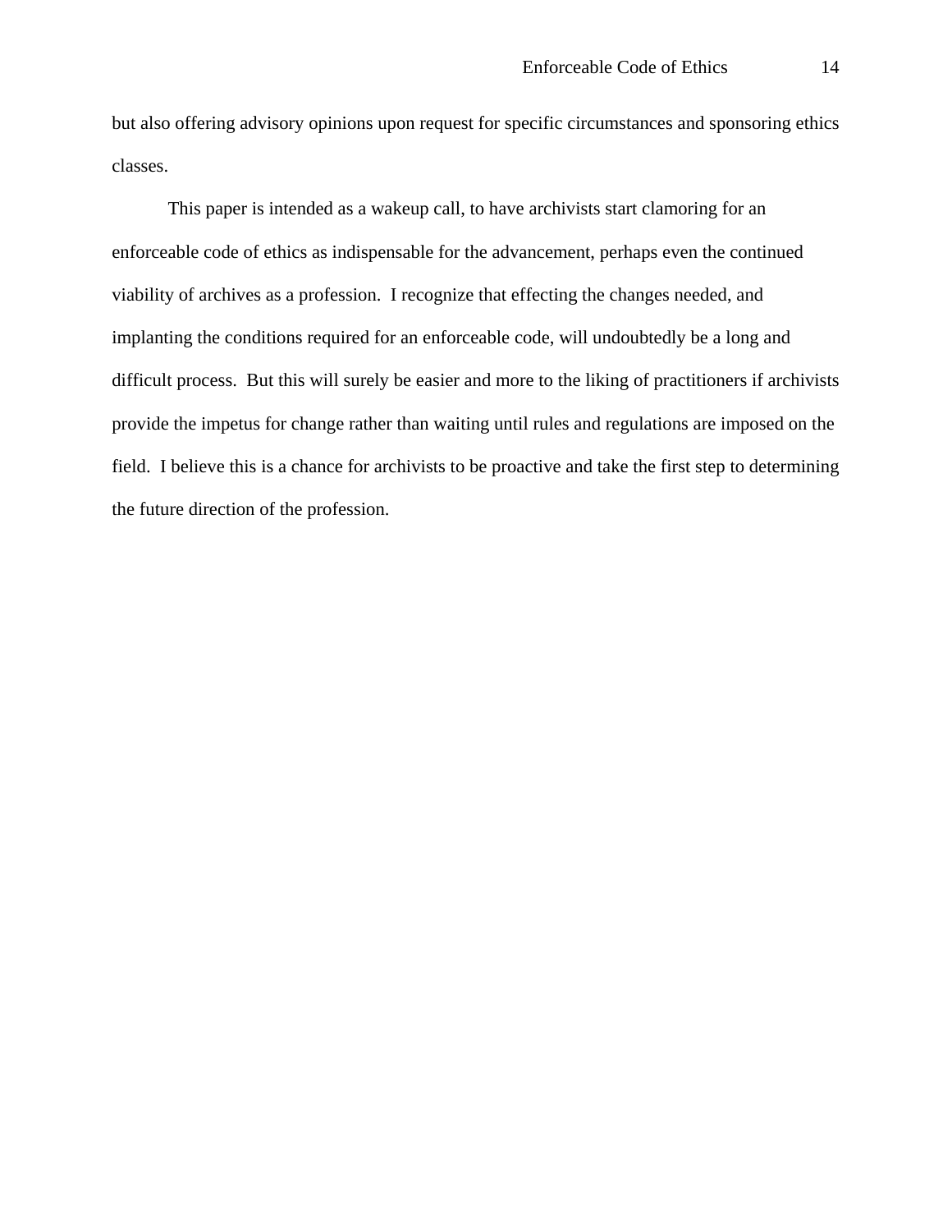but also offering advisory opinions upon request for specific circumstances and sponsoring ethics classes.

This paper is intended as a wakeup call, to have archivists start clamoring for an enforceable code of ethics as indispensable for the advancement, perhaps even the continued viability of archives as a profession. I recognize that effecting the changes needed, and implanting the conditions required for an enforceable code, will undoubtedly be a long and difficult process. But this will surely be easier and more to the liking of practitioners if archivists provide the impetus for change rather than waiting until rules and regulations are imposed on the field. I believe this is a chance for archivists to be proactive and take the first step to determining the future direction of the profession.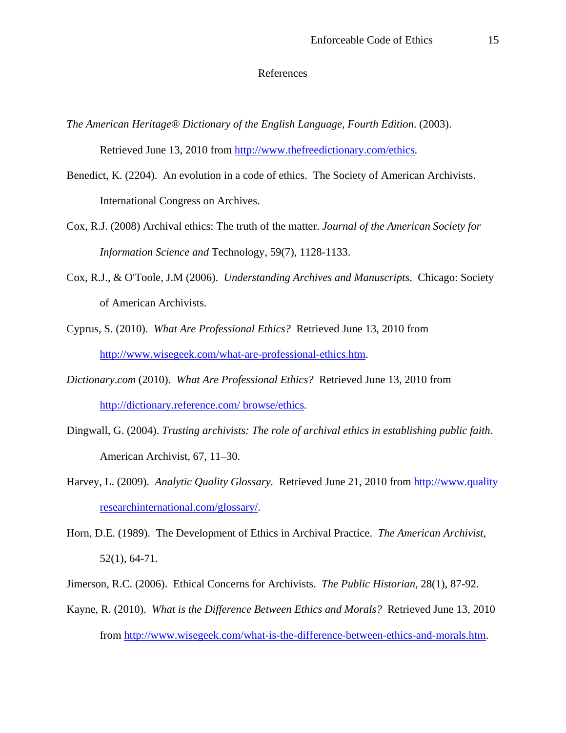# References

*The American Heritage® Dictionary of the English Language, Fourth Edition*. (2003). Retrieved June 13, 2010 from http://www.thefreedictionary.com/ethics.

Benedict, K. (2204). An evolution in a code of ethics. The Society of American Archivists. International Congress on Archives.

Cox, R.J. (2008) Archival ethics: The truth of the matter. *Journal of the American Society for Information Science and* Technology, 59(7), 1128-1133.

Cox, R.J., & O'Toole, J.M (2006). *Understanding Archives and Manuscripts*. Chicago: Society of American Archivists.

Cyprus, S. (2010). *What Are Professional Ethics?* Retrieved June 13, 2010 from http://www.wisegeek.com/what-are-professional-ethics.htm.

*Dictionary.com* (2010). *What Are Professional Ethics?* Retrieved June 13, 2010 from http://dictionary.reference.com/ browse/ethics.

Dingwall, G. (2004). *Trusting archivists: The role of archival ethics in establishing public faith*. American Archivist, 67, 11–30.

Harvey, L. (2009). *Analytic Quality Glossary*. Retrieved June 21, 2010 from http://www.quality researchinternational.com/glossary/.

Horn, D.E. (1989). The Development of Ethics in Archival Practice. *The American Archivist*, 52(1), 64-71.

Jimerson, R.C. (2006). Ethical Concerns for Archivists. *The Public Historian*, 28(1), 87-92.

Kayne, R. (2010). *What is the Difference Between Ethics and Morals?* Retrieved June 13, 2010 from http://www.wisegeek.com/what-is-the-difference-between-ethics-and-morals.htm.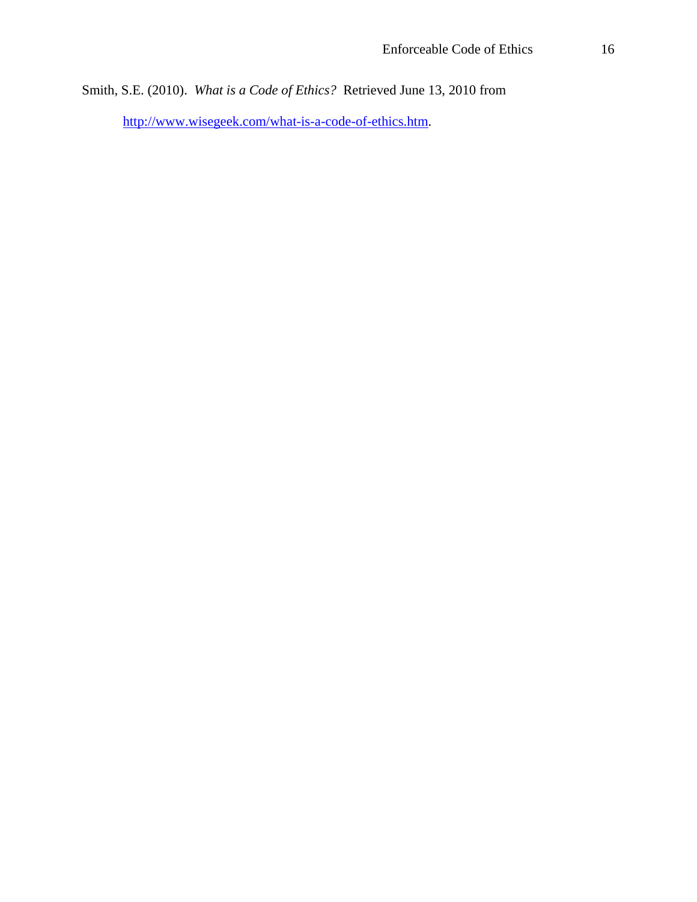Smith, S.E. (2010). *What is a Code of Ethics?* Retrieved June 13, 2010 from http://www.wisegeek.com/what-is-a-code-of-ethics.htm.